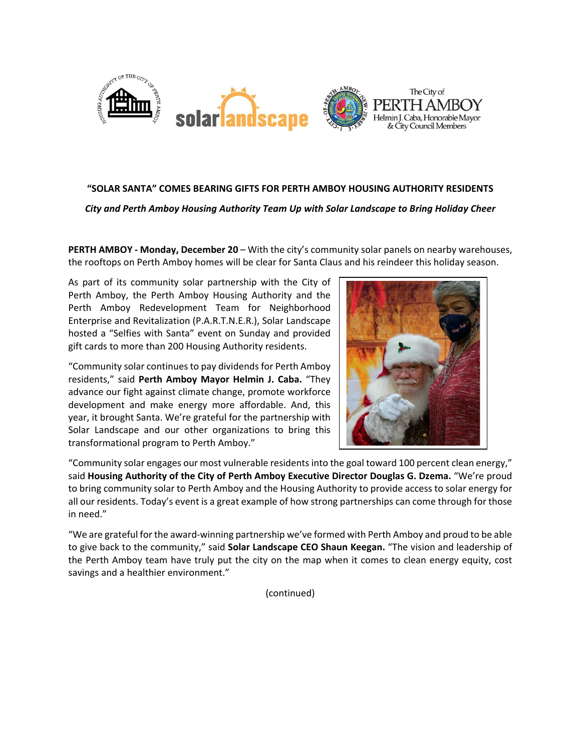**"SOLAR SANTA" COMES BEARING GIFTS FOR PERTH AMBOY HOUSING AUTHORITY RESIDENTS**

*City and Perth Amboy Housing Authority Team Up with Solar Landscape to Bring Holiday Cheer*

**PERTH AMBOY - Monday, December 20** – With the city's community solar panels on nearby warehouses, the rooftops on Perth Amboy homes will be clear for Santa Claus and his reindeer this holiday season.

As part of its community solar partnership with the City of Perth Amboy, the Perth Amboy Housing Authority and the Perth Amboy Redevelopment Team for Neighborhood Enterprise and Revitalization (P.A.R.T.N.E.R.), Solar Landscape hosted a "Selfies with Santa" event on Sunday and provided gift cards to more than 200 Housing Authority residents.

"Community solar continues to pay dividends for Perth Amboy residents," said **Perth Amboy Mayor Helmin J. Caba.** "They advance our fight against climate change, promote workforce development and make energy more affordable. And, this year, it brought Santa. We're grateful for the partnership with Solar Landscape and our other organizations to bring this transformational program to Perth Amboy."

"Community solar engages our most vulnerable residents into the goal toward 100 percent clean energy," said **Housing Authority of the City of Perth Amboy Executive Director Douglas G. Dzema.** "We're proud to bring community solar to Perth Amboy and the Housing Authority to provide access to solar energy for all our residents. Today's event is a great example of how strong partnerships can come through for those in need."

"We are grateful for the award-winning partnership we've formed with Perth Amboy and proud to be able to give back to the community," said **Solar Landscape CEO Shaun Keegan.** "The vision and leadership of the Perth Amboy team have truly put the city on the map when it comes to clean energy equity, cost savings and a healthier environment."

(continued)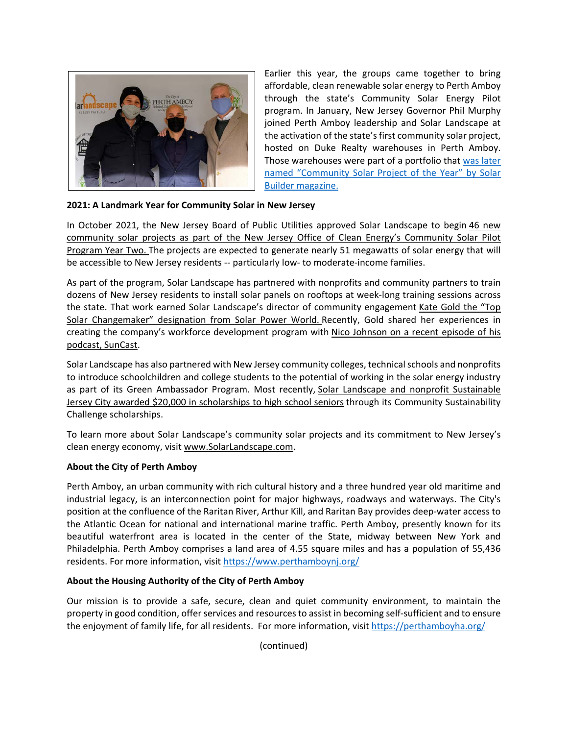Earlier this year, the groups came together to bring affordable, clean renewable solar energy to Perth Amboy through the state's Community Solar Energy Pilot program. In January, New Jersey Governor Phil Murphy joined Perth Amboy leadership and Solar Landscape at the activation of the state's first community solar project, hosted on Duke Realty warehouses in Perth Amboy. Those warehouses were part of a portfolio that was later named "Community Solar Project of the Year" by Solar Builder magazine.

**2021: A Landmark Year for Community Solar in New Jersey**

In October 2021, the New Jersey Board of Public Utilities approved Solar Landscape to begin 46 new community solar projects as part of the New Jersey Office of Clean Energy's Community Solar Pilot Program Year Two. The projects are expected to generate nearly 51 megawatts of solar energy that will be accessible to New Jersey residents -- particularly low- to moderate-income families.

As part of the program, Solar Landscape has partnered with nonprofits and community partners to train dozens of New Jersey residents to install solar panels on rooftops at week-long training sessions across the state. That work earned Solar Landscape's director of community engagement Kate Gold the "Top Solar Changemaker" designation from Solar Power World. Recently, Gold shared her experiences in creating the company's workforce development program with Nico Johnson on a recent episode of his podcast, SunCast.

Solar Landscape has also partnered with New Jersey community colleges, technical schools and nonprofits to introduce schoolchildren and college students to the potential of working in the solar energy industry as part of its Green Ambassador Program. Most recently, Solar Landscape and nonprofit Sustainable Jersey City awarded $20,000 in scholarships to high school seniors through its Community Sustainability Challenge scholarships.

To learn more about Solar Landscape's community solar projects and its commitment to New Jersey's clean energy economy, visit www.SolarLandscape.com.

**About the City of Perth Amboy**

Perth Amboy, an urban community with rich cultural history and a three hundred year old maritime and industrial legacy, is an interconnection point for major highways, roadways and waterways. The City's position at the confluence of the Raritan River, Arthur Kill, and Raritan Bay provides deep-water access to the Atlantic Ocean for national and international marine traffic. Perth Amboy, presently known for its beautiful waterfront area is located in the center of the State, midway between New York and Philadelphia. Perth Amboy comprises a land area of 4.55 square miles and has a population of 55,436 residents. For more information, visit https://www.perthamboynj.org/

**About the Housing Authority of the City of Perth Amboy**

Our mission is to provide a safe, secure, clean and quiet community environment, to maintain the property in good condition, offer services and resources to assist in becoming self-sufficient and to ensure the enjoyment of family life, for all residents. For more information, visit https://perthamboyha.org/

(continued)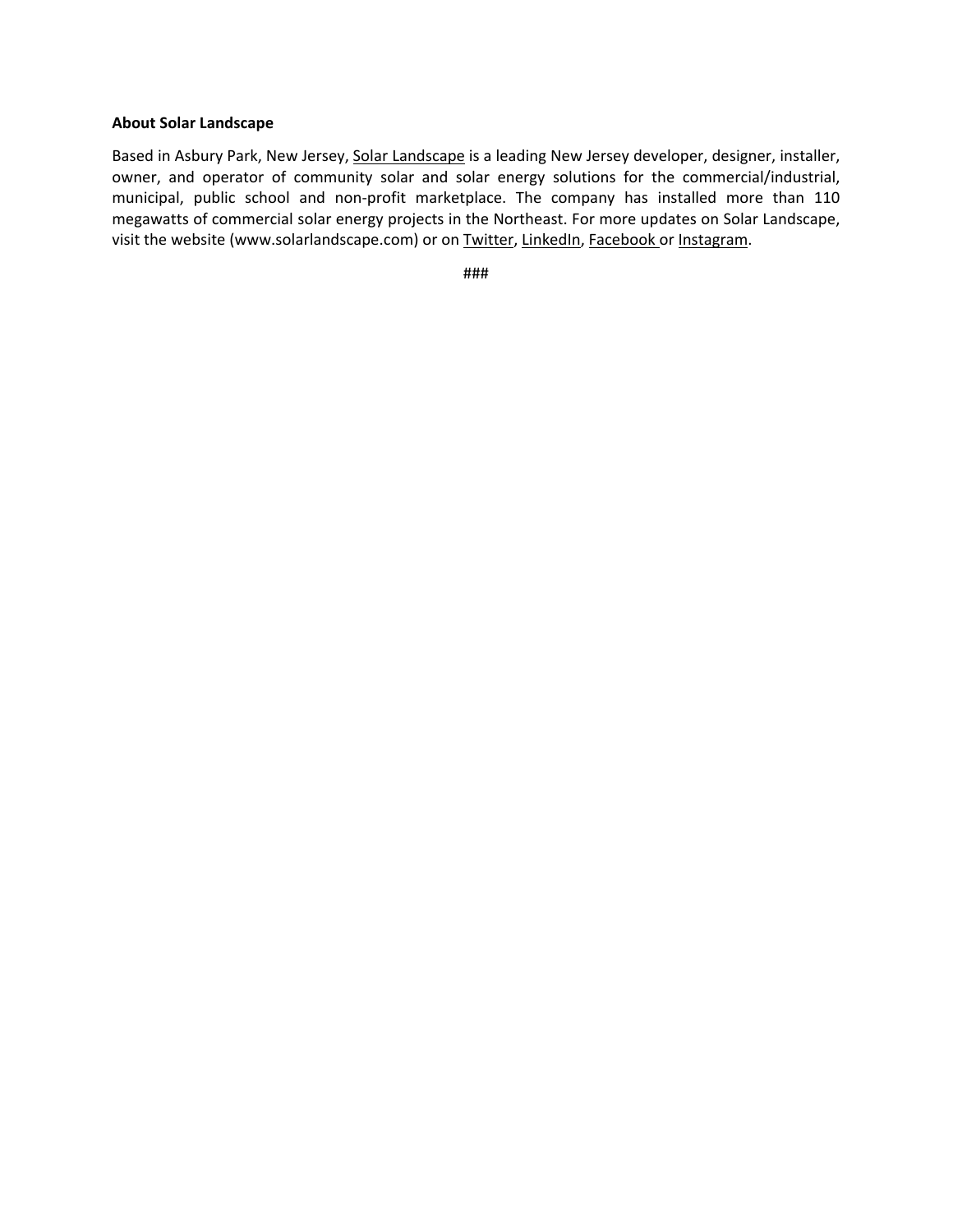**About Solar Landscape**

Based in Asbury Park, New Jersey, Solar Landscape is a leading New Jersey developer, designer, installer, owner, and operator of community solar and solar energy solutions for the commercial/industrial, municipal, public school and non-profit marketplace. The company has installed more than 110 megawatts of commercial solar energy projects in the Northeast. For more updates on Solar Landscape, visit the website (www.solarlandscape.com) or on Twitter, LinkedIn, Facebook or Instagram.

###